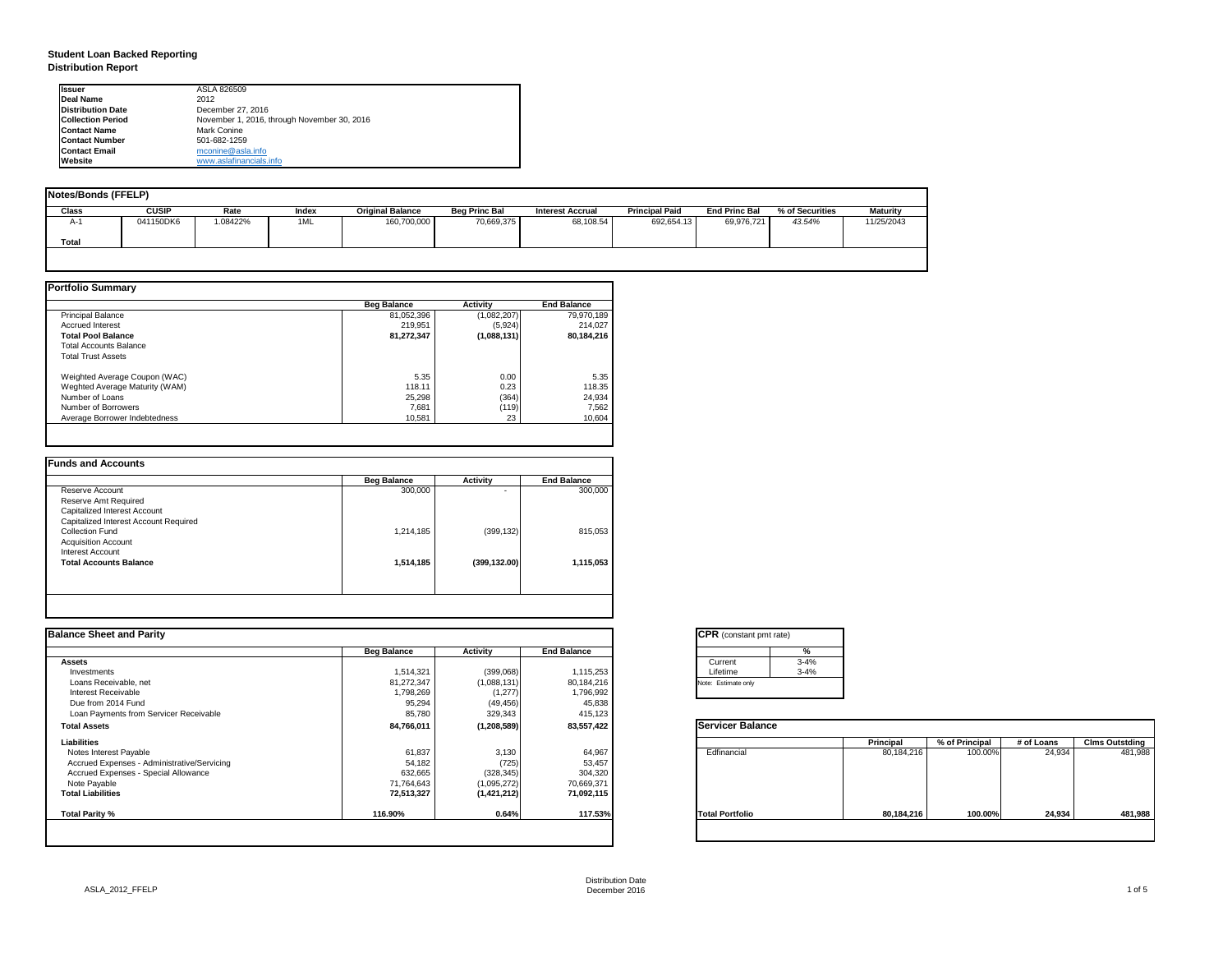# Student Loan Backed Reporting

## Distribution Report

| | |
|---|---|
| **Issuer** | ASLA 826509 |
| **Deal Name** | 2012 |
| **Distribution Date** | December 27, 2016 |
| **Collection Period** | November 1, 2016, through November 30, 2016 |
| **Contact Name** | Mark Conine |
| **Contact Number** | 501-682-1259 |
| **Contact Email** | mconine@asla.info |
| **Website** | www.aslafinancials.info |

### Notes/Bonds (FFELP)

| Class | CUSIP | Rate | Index | Original Balance | Beg Princ Bal | Interest Accrual | Principal Paid | End Princ Bal | % of Securities | Maturity |
|---|---|---|---|---|---|---|---|---|---|---|
| A-1 | 041150DK6 | 1.08422% | 1ML | 160,700,000 | 70,669,375 | 68,108.54 | 692,654.13 | 69,976,721 | *43.54%* | 11/25/2043 |
| **Total** | | | | | | | | | | |

### Portfolio Summary

| | Beg Balance | Activity | End Balance |
|---|---|---|---|
| Principal Balance | 81,052,396 | (1,082,207) | 79,970,189 |
| Accrued Interest | 219,951 | (5,924) | 214,027 |
| **Total Pool Balance** | **81,272,347** | **(1,088,131)** | **80,184,216** |
| Total Accounts Balance | | | |
| Total Trust Assets | | | |
| | | | |
| Weighted Average Coupon (WAC) | 5.35 | 0.00 | 5.35 |
| Weghted Average Maturity (WAM) | 118.11 | 0.23 | 118.35 |
| Number of Loans | 25,298 | (364) | 24,934 |
| Number of Borrowers | 7,681 | (119) | 7,562 |
| Average Borrower Indebtedness | 10,581 | 23 | 10,604 |

### Funds and Accounts

| | Beg Balance | Activity | End Balance |
|---|---|---|---|
| Reserve Account | 300,000 | - | 300,000 |
| Reserve Amt Required | | | |
| Capitalized Interest Account | | | |
| Capitalized Interest Account Required | | | |
| Collection Fund | 1,214,185 | (399,132) | 815,053 |
| Acquisition Account | | | |
| Interest Account | | | |
| **Total Accounts Balance** | **1,514,185** | **(399,132.00)** | **1,115,053** |

### Balance Sheet and Parity

| | Beg Balance | Activity | End Balance |
|---|---|---|---|
| **Assets** | | | |
| Investments | 1,514,321 | (399,068) | 1,115,253 |
| Loans Receivable, net | 81,272,347 | (1,088,131) | 80,184,216 |
| Interest Receivable | 1,798,269 | (1,277) | 1,796,992 |
| Due from 2014 Fund | 95,294 | (49,456) | 45,838 |
| Loan Payments from Servicer Receivable | 85,780 | 329,343 | 415,123 |
| **Total Assets** | **84,766,011** | **(1,208,589)** | **83,557,422** |
| **Liabilities** | | | |
| Notes Interest Payable | 61,837 | 3,130 | 64,967 |
| Accrued Expenses - Administrative/Servicing | 54,182 | (725) | 53,457 |
| Accrued Expenses - Special Allowance | 632,665 | (328,345) | 304,320 |
| Note Payable | 71,764,643 | (1,095,272) | 70,669,371 |
| **Total Liabilities** | **72,513,327** | **(1,421,212)** | **71,092,115** |
| | | | |
| **Total Parity %** | **116.90%** | **0.64%** | **117.53%** |

### CPR (constant pmt rate)

| | % |
|---|---|
| Current | 3-4% |
| Lifetime | 3-4% |

Note: Estimate only

### Servicer Balance

| | Principal | % of Principal | # of Loans | Clms Outstding |
|---|---|---|---|---|
| Edfinancial | 80,184,216 | 100.00% | 24,934 | 481,988 |
| **Total Portfolio** | **80,184,216** | **100.00%** | **24,934** | **481,988** |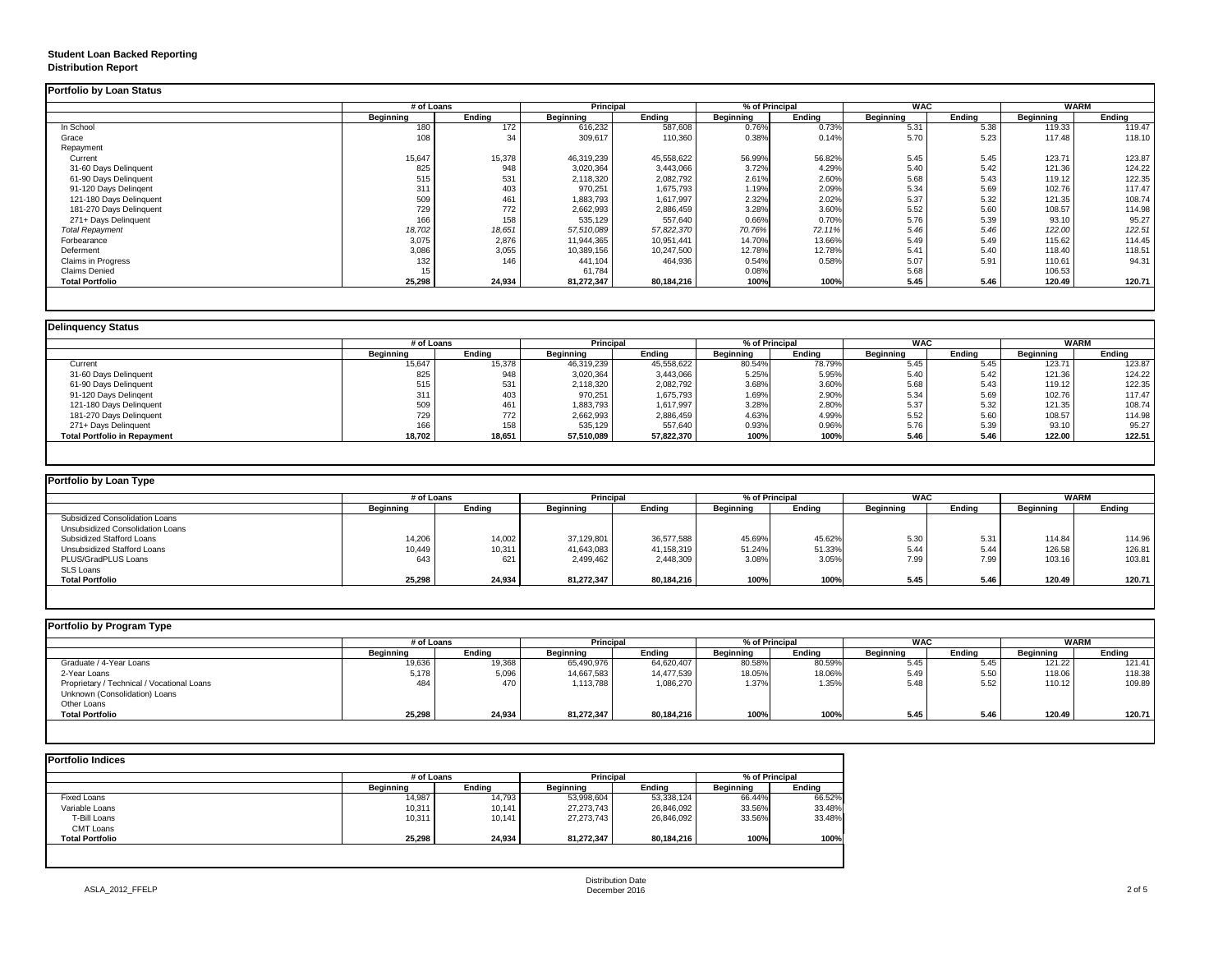**Student Loan Backed Reporting**
**Distribution Report**

### Portfolio by Loan Status

| | # of Loans | | Principal | | % of Principal | | WAC | | WARM | |
|---|---|---|---|---|---|---|---|---|---|---|
| | Beginning | Ending | Beginning | Ending | Beginning | Ending | Beginning | Ending | Beginning | Ending |
| In School | 180 | 172 | 616,232 | 587,608 | 0.76% | 0.73% | 5.31 | 5.38 | 119.33 | 119.47 |
| Grace | 108 | 34 | 309,617 | 110,360 | 0.38% | 0.14% | 5.70 | 5.23 | 117.48 | 118.10 |
| Repayment | | | | | | | | | | |
| Current | 15,647 | 15,378 | 46,319,239 | 45,558,622 | 56.99% | 56.82% | 5.45 | 5.45 | 123.71 | 123.87 |
| 31-60 Days Delinquent | 825 | 948 | 3,020,364 | 3,443,066 | 3.72% | 4.29% | 5.40 | 5.42 | 121.36 | 124.22 |
| 61-90 Days Delinquent | 515 | 531 | 2,118,320 | 2,082,792 | 2.61% | 2.60% | 5.68 | 5.43 | 119.12 | 122.35 |
| 91-120 Days Delingent | 311 | 403 | 970,251 | 1,675,793 | 1.19% | 2.09% | 5.34 | 5.69 | 102.76 | 117.47 |
| 121-180 Days Delinquent | 509 | 461 | 1,883,793 | 1,617,997 | 2.32% | 2.02% | 5.37 | 5.32 | 121.35 | 108.74 |
| 181-270 Days Delinquent | 729 | 772 | 2,662,993 | 2,886,459 | 3.28% | 3.60% | 5.52 | 5.60 | 108.57 | 114.98 |
| 271+ Days Delinquent | 166 | 158 | 535,129 | 557,640 | 0.66% | 0.70% | 5.76 | 5.39 | 93.10 | 95.27 |
| *Total Repayment* | *18,702* | *18,651* | *57,510,089* | *57,822,370* | *70.76%* | *72.11%* | *5.46* | *5.46* | *122.00* | *122.51* |
| Forbearance | 3,075 | 2,876 | 11,944,365 | 10,951,441 | 14.70% | 13.66% | 5.49 | 5.49 | 115.62 | 114.45 |
| Deferment | 3,086 | 3,055 | 10,389,156 | 10,247,500 | 12.78% | 12.78% | 5.41 | 5.40 | 118.40 | 118.51 |
| Claims in Progress | 132 | 146 | 441,104 | 464,936 | 0.54% | 0.58% | 5.07 | 5.91 | 110.61 | 94.31 |
| Claims Denied | 15 | | 61,784 | | 0.08% | | 5.68 | | 106.53 | |
| **Total Portfolio** | **25,298** | **24,934** | **81,272,347** | **80,184,216** | **100%** | **100%** | **5.45** | **5.46** | **120.49** | **120.71** |

### Delinquency Status

| | # of Loans | | Principal | | % of Principal | | WAC | | WARM | |
|---|---|---|---|---|---|---|---|---|---|---|
| | Beginning | Ending | Beginning | Ending | Beginning | Ending | Beginning | Ending | Beginning | Ending |
| Current | 15,647 | 15,378 | 46,319,239 | 45,558,622 | 80.54% | 78.79% | 5.45 | 5.45 | 123.71 | 123.87 |
| 31-60 Days Delinquent | 825 | 948 | 3,020,364 | 3,443,066 | 5.25% | 5.95% | 5.40 | 5.42 | 121.36 | 124.22 |
| 61-90 Days Delinquent | 515 | 531 | 2,118,320 | 2,082,792 | 3.68% | 3.60% | 5.68 | 5.43 | 119.12 | 122.35 |
| 91-120 Days Delingent | 311 | 403 | 970,251 | 1,675,793 | 1.69% | 2.90% | 5.34 | 5.69 | 102.76 | 117.47 |
| 121-180 Days Delinquent | 509 | 461 | 1,883,793 | 1,617,997 | 3.28% | 2.80% | 5.37 | 5.32 | 121.35 | 108.74 |
| 181-270 Days Delinquent | 729 | 772 | 2,662,993 | 2,886,459 | 4.63% | 4.99% | 5.52 | 5.60 | 108.57 | 114.98 |
| 271+ Days Delinquent | 166 | 158 | 535,129 | 557,640 | 0.93% | 0.96% | 5.76 | 5.39 | 93.10 | 95.27 |
| **Total Portfolio in Repayment** | **18,702** | **18,651** | **57,510,089** | **57,822,370** | **100%** | **100%** | **5.46** | **5.46** | **122.00** | **122.51** |

### Portfolio by Loan Type

| | # of Loans | | Principal | | % of Principal | | WAC | | WARM | |
|---|---|---|---|---|---|---|---|---|---|---|
| | Beginning | Ending | Beginning | Ending | Beginning | Ending | Beginning | Ending | Beginning | Ending |
| Subsidized Consolidation Loans | | | | | | | | | | |
| Unsubsidized Consolidation Loans | | | | | | | | | | |
| Subsidized Stafford Loans | 14,206 | 14,002 | 37,129,801 | 36,577,588 | 45.69% | 45.62% | 5.30 | 5.31 | 114.84 | 114.96 |
| Unsubsidized Stafford Loans | 10,449 | 10,311 | 41,643,083 | 41,158,319 | 51.24% | 51.33% | 5.44 | 5.44 | 126.58 | 126.81 |
| PLUS/GradPLUS Loans | 643 | 621 | 2,499,462 | 2,448,309 | 3.08% | 3.05% | 7.99 | 7.99 | 103.16 | 103.81 |
| SLS Loans | | | | | | | | | | |
| **Total Portfolio** | **25,298** | **24,934** | **81,272,347** | **80,184,216** | **100%** | **100%** | **5.45** | **5.46** | **120.49** | **120.71** |

### Portfolio by Program Type

| | # of Loans | | Principal | | % of Principal | | WAC | | WARM | |
|---|---|---|---|---|---|---|---|---|---|---|
| | Beginning | Ending | Beginning | Ending | Beginning | Ending | Beginning | Ending | Beginning | Ending |
| Graduate / 4-Year Loans | 19,636 | 19,368 | 65,490,976 | 64,620,407 | 80.58% | 80.59% | 5.45 | 5.45 | 121.22 | 121.41 |
| 2-Year Loans | 5,178 | 5,096 | 14,667,583 | 14,477,539 | 18.05% | 18.06% | 5.49 | 5.50 | 118.06 | 118.38 |
| Proprietary / Technical / Vocational Loans | 484 | 470 | 1,113,788 | 1,086,270 | 1.37% | 1.35% | 5.48 | 5.52 | 110.12 | 109.89 |
| Unknown (Consolidation) Loans | | | | | | | | | | |
| Other Loans | | | | | | | | | | |
| **Total Portfolio** | **25,298** | **24,934** | **81,272,347** | **80,184,216** | **100%** | **100%** | **5.45** | **5.46** | **120.49** | **120.71** |

### Portfolio Indices

| | # of Loans | | Principal | | % of Principal | |
|---|---|---|---|---|---|---|
| | Beginning | Ending | Beginning | Ending | Beginning | Ending |
| Fixed Loans | 14,987 | 14,793 | 53,998,604 | 53,338,124 | 66.44% | 66.52% |
| Variable Loans | 10,311 | 10,141 | 27,273,743 | 26,846,092 | 33.56% | 33.48% |
| T-Bill Loans | 10,311 | 10,141 | 27,273,743 | 26,846,092 | 33.56% | 33.48% |
| CMT Loans | | | | | | |
| **Total Portfolio** | **25,298** | **24,934** | **81,272,347** | **80,184,216** | **100%** | **100%** |

ASLA_2012_FFELP

Distribution Date
December 2016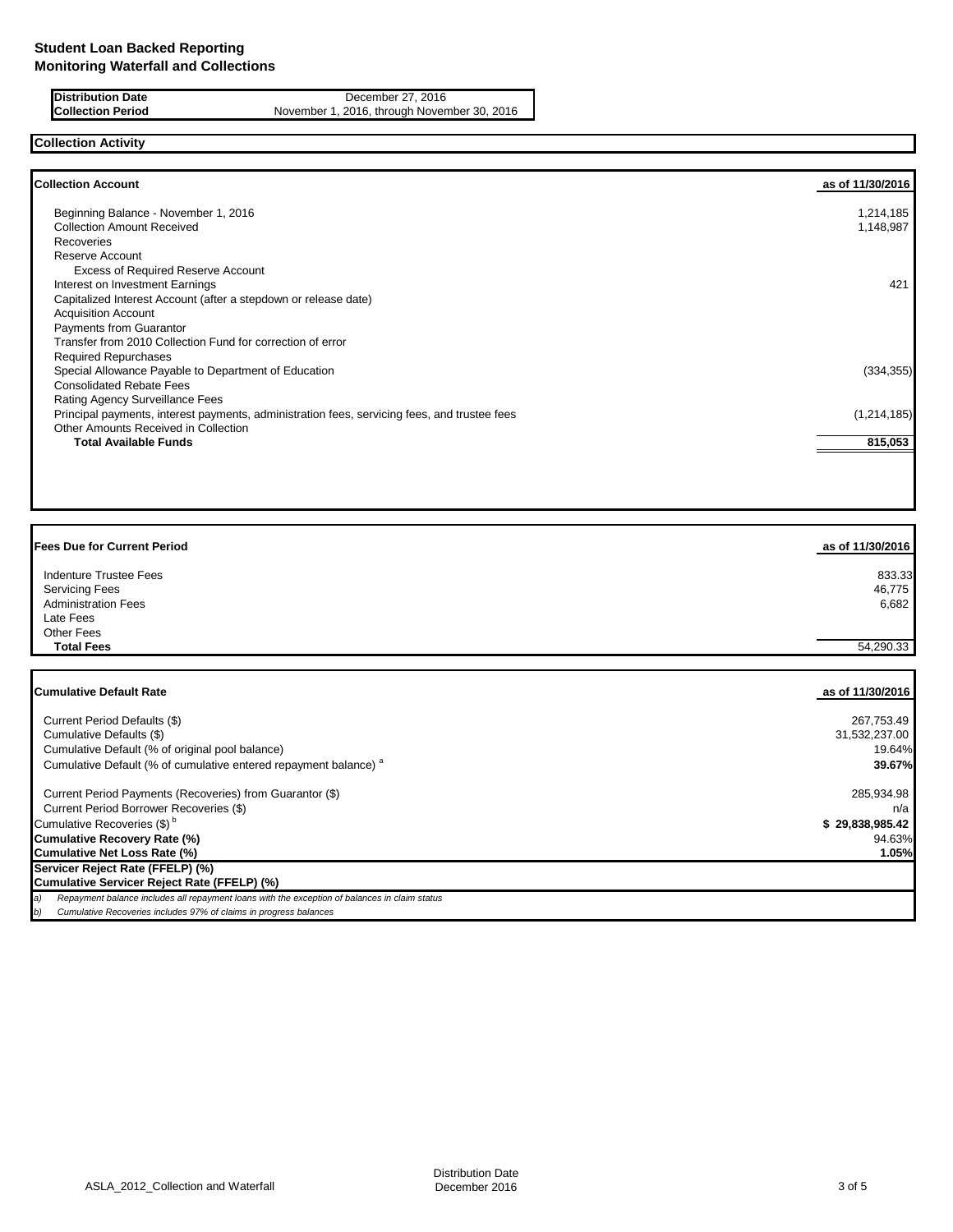# Student Loan Backed Reporting
## Monitoring Waterfall and Collections

| | |
|---|---|
| **Distribution Date** | December 27, 2016 |
| **Collection Period** | November 1, 2016, through November 30, 2016 |

### Collection Activity

| **Collection Account** | **as of 11/30/2016** |
|---|---|
| Beginning Balance - November 1, 2016 | 1,214,185 |
| Collection Amount Received | 1,148,987 |
| Recoveries | |
| Reserve Account | |
| Excess of Required Reserve Account | |
| Interest on Investment Earnings | 421 |
| Capitalized Interest Account (after a stepdown or release date) | |
| Acquisition Account | |
| Payments from Guarantor | |
| Transfer from 2010 Collection Fund for correction of error | |
| Required Repurchases | |
| Special Allowance Payable to Department of Education | (334,355) |
| Consolidated Rebate Fees | |
| Rating Agency Surveillance Fees | |
| Principal payments, interest payments, administration fees, servicing fees, and trustee fees | (1,214,185) |
| Other Amounts Received in Collection | |
| **Total Available Funds** | **815,053** |

| **Fees Due for Current Period** | **as of 11/30/2016** |
|---|---|
| Indenture Trustee Fees | 833.33 |
| Servicing Fees | 46,775 |
| Administration Fees | 6,682 |
| Late Fees | |
| Other Fees | |
| **Total Fees** | 54,290.33 |

| **Cumulative Default Rate** | **as of 11/30/2016** |
|---|---|
| Current Period Defaults ($) | 267,753.49 |
| Cumulative Defaults ($) | 31,532,237.00 |
| Cumulative Default (% of original pool balance) | 19.64% |
| Cumulative Default (% of cumulative entered repayment balance) [a] | **39.67%** |
| Current Period Payments (Recoveries) from Guarantor ($) | 285,934.98 |
| Current Period Borrower Recoveries ($) | n/a |
| Cumulative Recoveries ($) [b] | **$ 29,838,985.42** |
| **Cumulative Recovery Rate (%)** | 94.63% |
| **Cumulative Net Loss Rate (%)** | **1.05%** |
| **Servicer Reject Rate (FFELP) (%)** | |
| **Cumulative Servicer Reject Rate (FFELP) (%)** | |

*a) Repayment balance includes all repayment loans with the exception of balances in claim status*

*b) Cumulative Recoveries includes 97% of claims in progress balances*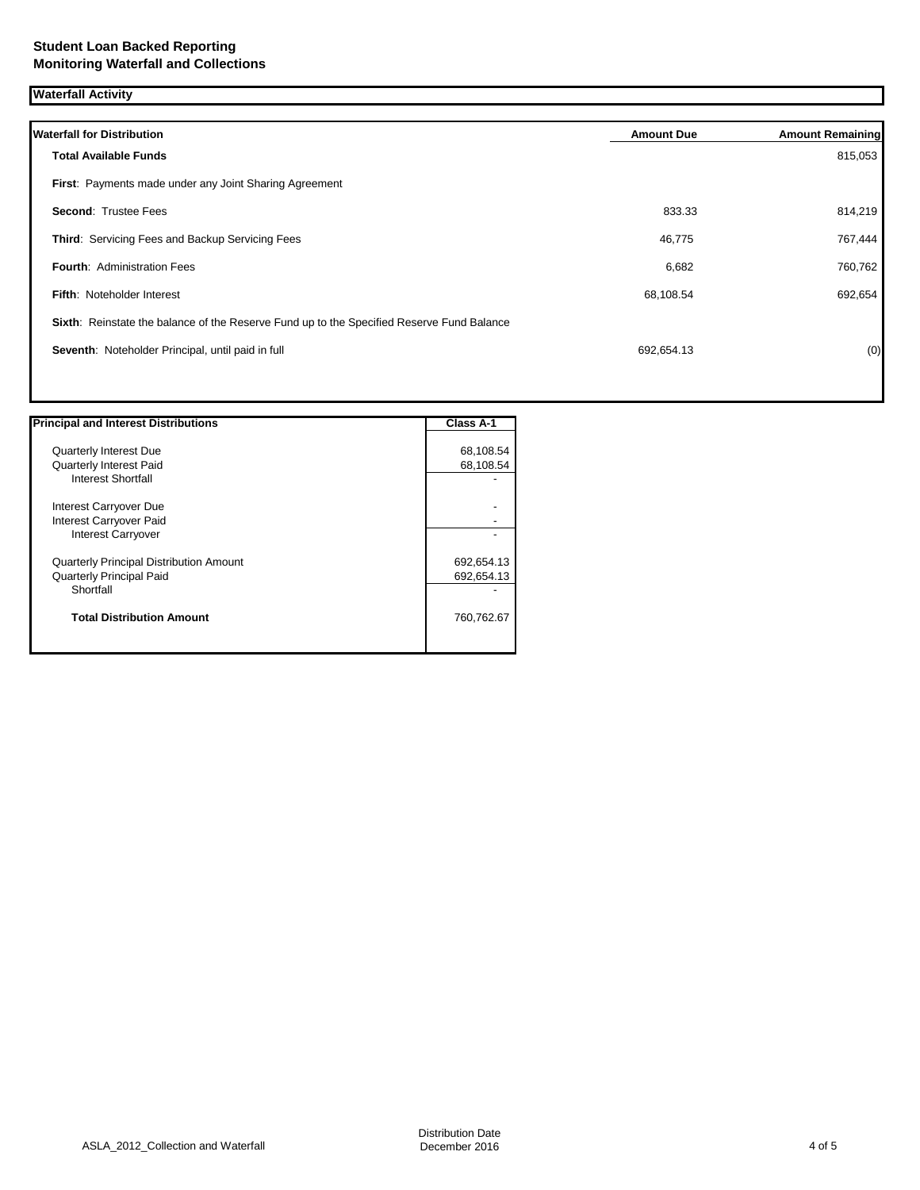**Student Loan Backed Reporting**
**Monitoring Waterfall and Collections**

## Waterfall Activity

| Waterfall for Distribution | Amount Due | Amount Remaining |
|---|---|---|
| **Total Available Funds** | | 815,053 |
| **First**: Payments made under any Joint Sharing Agreement | | |
| **Second**: Trustee Fees | 833.33 | 814,219 |
| **Third**: Servicing Fees and Backup Servicing Fees | 46,775 | 767,444 |
| **Fourth**: Administration Fees | 6,682 | 760,762 |
| **Fifth**: Noteholder Interest | 68,108.54 | 692,654 |
| **Sixth**: Reinstate the balance of the Reserve Fund up to the Specified Reserve Fund Balance | | |
| **Seventh**: Noteholder Principal, until paid in full | 692,654.13 | (0) |

| Principal and Interest Distributions | Class A-1 |
|---|---|
| Quarterly Interest Due | 68,108.54 |
| Quarterly Interest Paid | 68,108.54 |
| Interest Shortfall | - |
| Interest Carryover Due | - |
| Interest Carryover Paid | - |
| Interest Carryover | - |
| Quarterly Principal Distribution Amount | 692,654.13 |
| Quarterly Principal Paid | 692,654.13 |
| Shortfall | - |
| **Total Distribution Amount** | 760,762.67 |

ASLA_2012_Collection and Waterfall

Distribution Date December 2016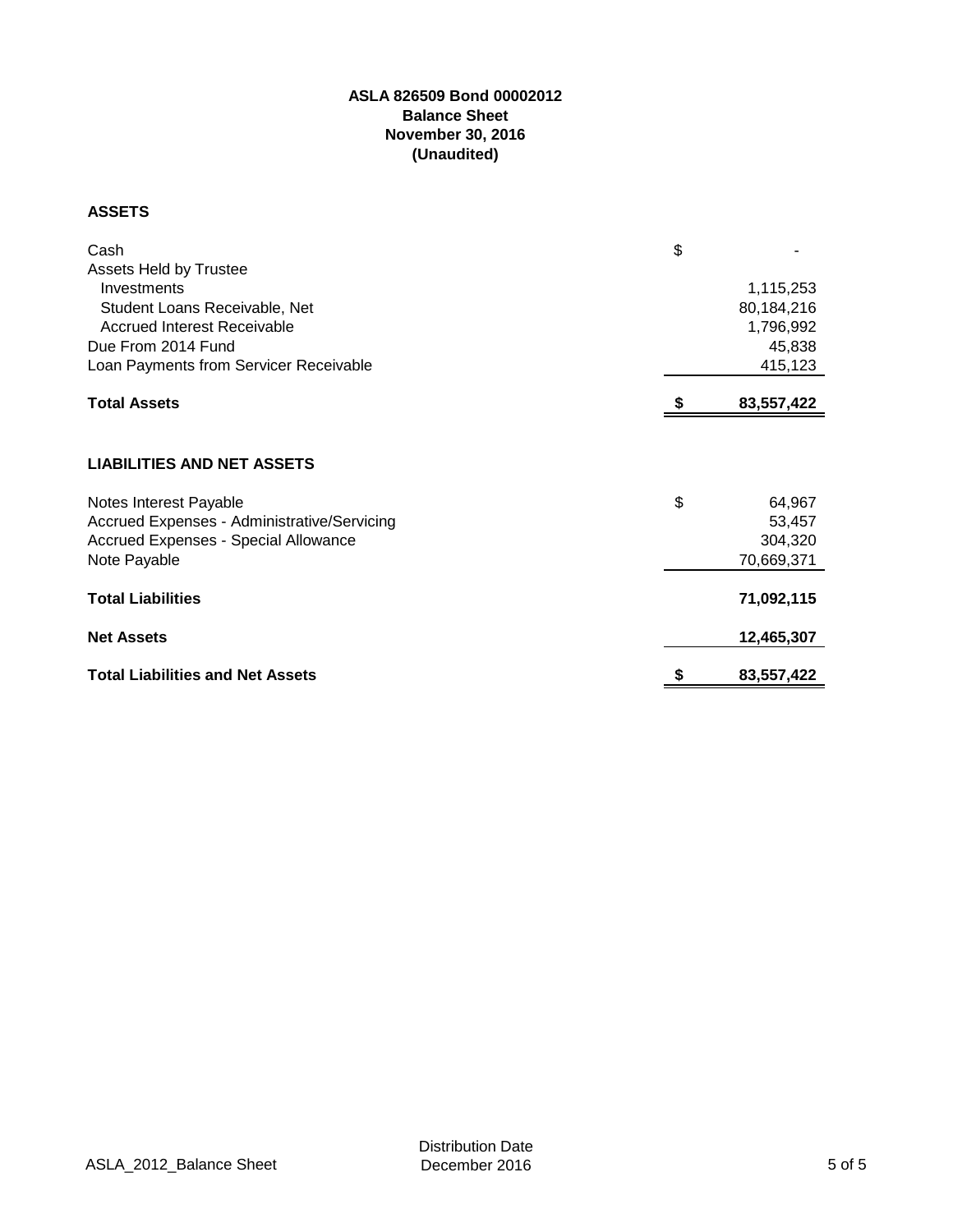**ASLA 826509 Bond 00002012**
**Balance Sheet**
**November 30, 2016**
**(Unaudited)**

**ASSETS**

| | | |
|---|---|---|
| Cash | $ | - |
| Assets Held by Trustee | | |
| Investments | | 1,115,253 |
| Student Loans Receivable, Net | | 80,184,216 |
| Accrued Interest Receivable | | 1,796,992 |
| Due From 2014 Fund | | 45,838 |
| Loan Payments from Servicer Receivable | | 415,123 |
| **Total Assets** | **$** | **83,557,422** |

**LIABILITIES AND NET ASSETS**

| | | |
|---|---|---|
| Notes Interest Payable | $ | 64,967 |
| Accrued Expenses - Administrative/Servicing | | 53,457 |
| Accrued Expenses - Special Allowance | | 304,320 |
| Note Payable | | 70,669,371 |
| **Total Liabilities** | | **71,092,115** |
| **Net Assets** | | **12,465,307** |
| **Total Liabilities and Net Assets** | **$** | **83,557,422** |

ASLA_2012_Balance Sheet

Distribution Date December 2016